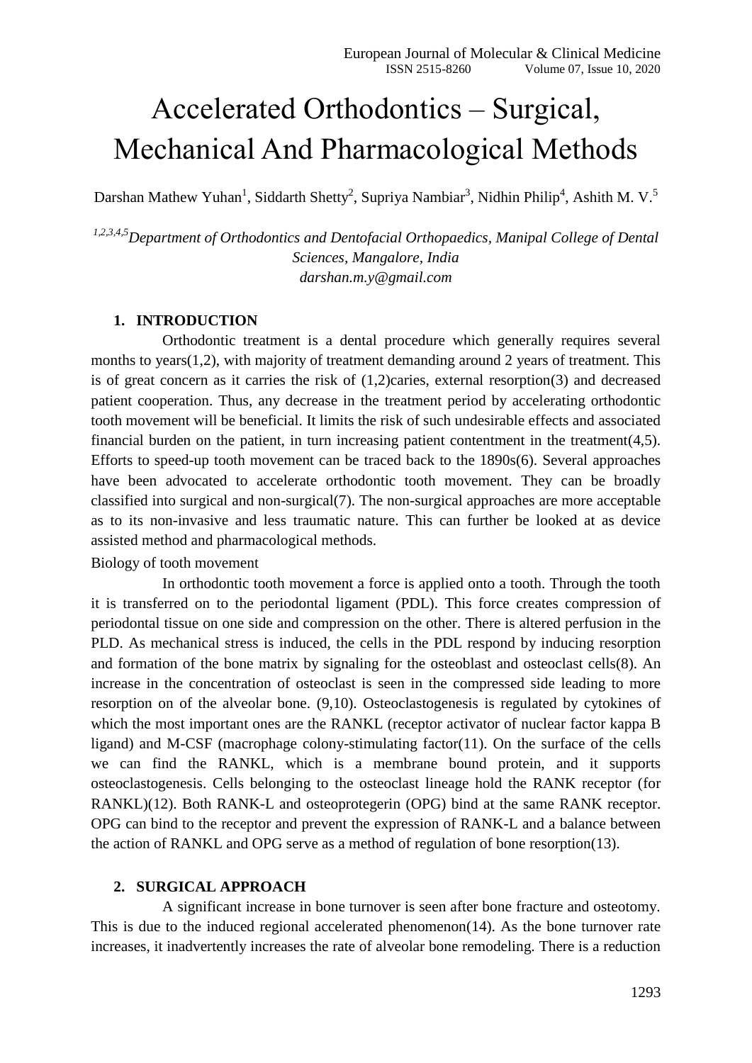# Accelerated Orthodontics – Surgical, Mechanical And Pharmacological Methods

Darshan Mathew Yuhan[1], Siddarth Shetty[2], Supriya Nambiar[3], Nidhin Philip[4], Ashith M. V.[5]

[1,2,3,4,5]*Department of Orthodontics and Dentofacial Orthopaedics, Manipal College of Dental Sciences, Mangalore, India*
*darshan.m.y@gmail.com*

## 1. INTRODUCTION

Orthodontic treatment is a dental procedure which generally requires several months to years(1,2), with majority of treatment demanding around 2 years of treatment. This is of great concern as it carries the risk of (1,2)caries, external resorption(3) and decreased patient cooperation. Thus, any decrease in the treatment period by accelerating orthodontic tooth movement will be beneficial. It limits the risk of such undesirable effects and associated financial burden on the patient, in turn increasing patient contentment in the treatment(4,5). Efforts to speed-up tooth movement can be traced back to the 1890s(6). Several approaches have been advocated to accelerate orthodontic tooth movement. They can be broadly classified into surgical and non-surgical(7). The non-surgical approaches are more acceptable as to its non-invasive and less traumatic nature. This can further be looked at as device assisted method and pharmacological methods.

Biology of tooth movement

In orthodontic tooth movement a force is applied onto a tooth. Through the tooth it is transferred on to the periodontal ligament (PDL). This force creates compression of periodontal tissue on one side and compression on the other. There is altered perfusion in the PLD. As mechanical stress is induced, the cells in the PDL respond by inducing resorption and formation of the bone matrix by signaling for the osteoblast and osteoclast cells(8). An increase in the concentration of osteoclast is seen in the compressed side leading to more resorption on of the alveolar bone. (9,10). Osteoclastogenesis is regulated by cytokines of which the most important ones are the RANKL (receptor activator of nuclear factor kappa B ligand) and M-CSF (macrophage colony-stimulating factor(11). On the surface of the cells we can find the RANKL, which is a membrane bound protein, and it supports osteoclastogenesis. Cells belonging to the osteoclast lineage hold the RANK receptor (for RANKL)(12). Both RANK-L and osteoprotegerin (OPG) bind at the same RANK receptor. OPG can bind to the receptor and prevent the expression of RANK-L and a balance between the action of RANKL and OPG serve as a method of regulation of bone resorption(13).

## 2. SURGICAL APPROACH

A significant increase in bone turnover is seen after bone fracture and osteotomy. This is due to the induced regional accelerated phenomenon(14). As the bone turnover rate increases, it inadvertently increases the rate of alveolar bone remodeling. There is a reduction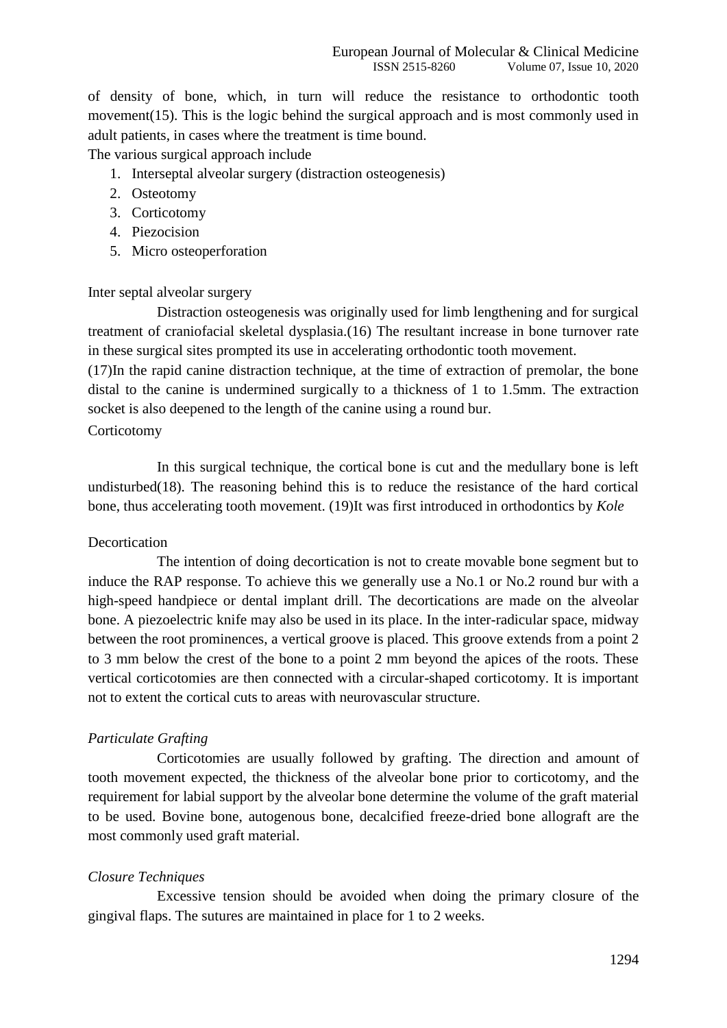of density of bone, which, in turn will reduce the resistance to orthodontic tooth movement(15). This is the logic behind the surgical approach and is most commonly used in adult patients, in cases where the treatment is time bound.

The various surgical approach include

1. Interseptal alveolar surgery (distraction osteogenesis)
2. Osteotomy
3. Corticotomy
4. Piezocision
5. Micro osteoperforation

Inter septal alveolar surgery

Distraction osteogenesis was originally used for limb lengthening and for surgical treatment of craniofacial skeletal dysplasia.(16) The resultant increase in bone turnover rate in these surgical sites prompted its use in accelerating orthodontic tooth movement.

(17)In the rapid canine distraction technique, at the time of extraction of premolar, the bone distal to the canine is undermined surgically to a thickness of 1 to 1.5mm. The extraction socket is also deepened to the length of the canine using a round bur.

Corticotomy

In this surgical technique, the cortical bone is cut and the medullary bone is left undisturbed(18). The reasoning behind this is to reduce the resistance of the hard cortical bone, thus accelerating tooth movement. (19)It was first introduced in orthodontics by *Kole*

Decortication

The intention of doing decortication is not to create movable bone segment but to induce the RAP response. To achieve this we generally use a No.1 or No.2 round bur with a high-speed handpiece or dental implant drill. The decortications are made on the alveolar bone. A piezoelectric knife may also be used in its place. In the inter-radicular space, midway between the root prominences, a vertical groove is placed. This groove extends from a point 2 to 3 mm below the crest of the bone to a point 2 mm beyond the apices of the roots. These vertical corticotomies are then connected with a circular-shaped corticotomy. It is important not to extent the cortical cuts to areas with neurovascular structure.

*Particulate Grafting*

Corticotomies are usually followed by grafting. The direction and amount of tooth movement expected, the thickness of the alveolar bone prior to corticotomy, and the requirement for labial support by the alveolar bone determine the volume of the graft material to be used. Bovine bone, autogenous bone, decalcified freeze-dried bone allograft are the most commonly used graft material.

*Closure Techniques*

Excessive tension should be avoided when doing the primary closure of the gingival flaps. The sutures are maintained in place for 1 to 2 weeks.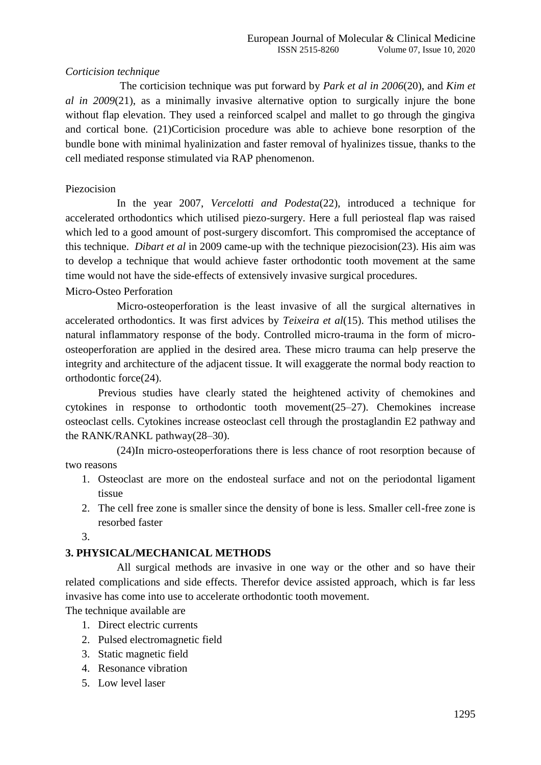*Corticision technique*

The corticision technique was put forward by *Park et al in 2006*(20), and *Kim et al in 2009*(21), as a minimally invasive alternative option to surgically injure the bone without flap elevation. They used a reinforced scalpel and mallet to go through the gingiva and cortical bone. (21)Corticision procedure was able to achieve bone resorption of the bundle bone with minimal hyalinization and faster removal of hyalinizes tissue, thanks to the cell mediated response stimulated via RAP phenomenon.

Piezocision

In the year 2007, *Vercelotti and Podesta*(22), introduced a technique for accelerated orthodontics which utilised piezo-surgery. Here a full periosteal flap was raised which led to a good amount of post-surgery discomfort. This compromised the acceptance of this technique. *Dibart et al* in 2009 came-up with the technique piezocision(23). His aim was to develop a technique that would achieve faster orthodontic tooth movement at the same time would not have the side-effects of extensively invasive surgical procedures.

Micro-Osteo Perforation

Micro-osteoperforation is the least invasive of all the surgical alternatives in accelerated orthodontics. It was first advices by *Teixeira et al*(15). This method utilises the natural inflammatory response of the body. Controlled micro-trauma in the form of micro-osteoperforation are applied in the desired area. These micro trauma can help preserve the integrity and architecture of the adjacent tissue. It will exaggerate the normal body reaction to orthodontic force(24).

Previous studies have clearly stated the heightened activity of chemokines and cytokines in response to orthodontic tooth movement(25–27). Chemokines increase osteoclast cells. Cytokines increase osteoclast cell through the prostaglandin E2 pathway and the RANK/RANKL pathway(28–30).

(24)In micro-osteoperforations there is less chance of root resorption because of two reasons

1. Osteoclast are more on the endosteal surface and not on the periodontal ligament tissue
2. The cell free zone is smaller since the density of bone is less. Smaller cell-free zone is resorbed faster
3.

## 3. PHYSICAL/MECHANICAL METHODS

All surgical methods are invasive in one way or the other and so have their related complications and side effects. Therefor device assisted approach, which is far less invasive has come into use to accelerate orthodontic tooth movement.

The technique available are

1. Direct electric currents
2. Pulsed electromagnetic field
3. Static magnetic field
4. Resonance vibration
5. Low level laser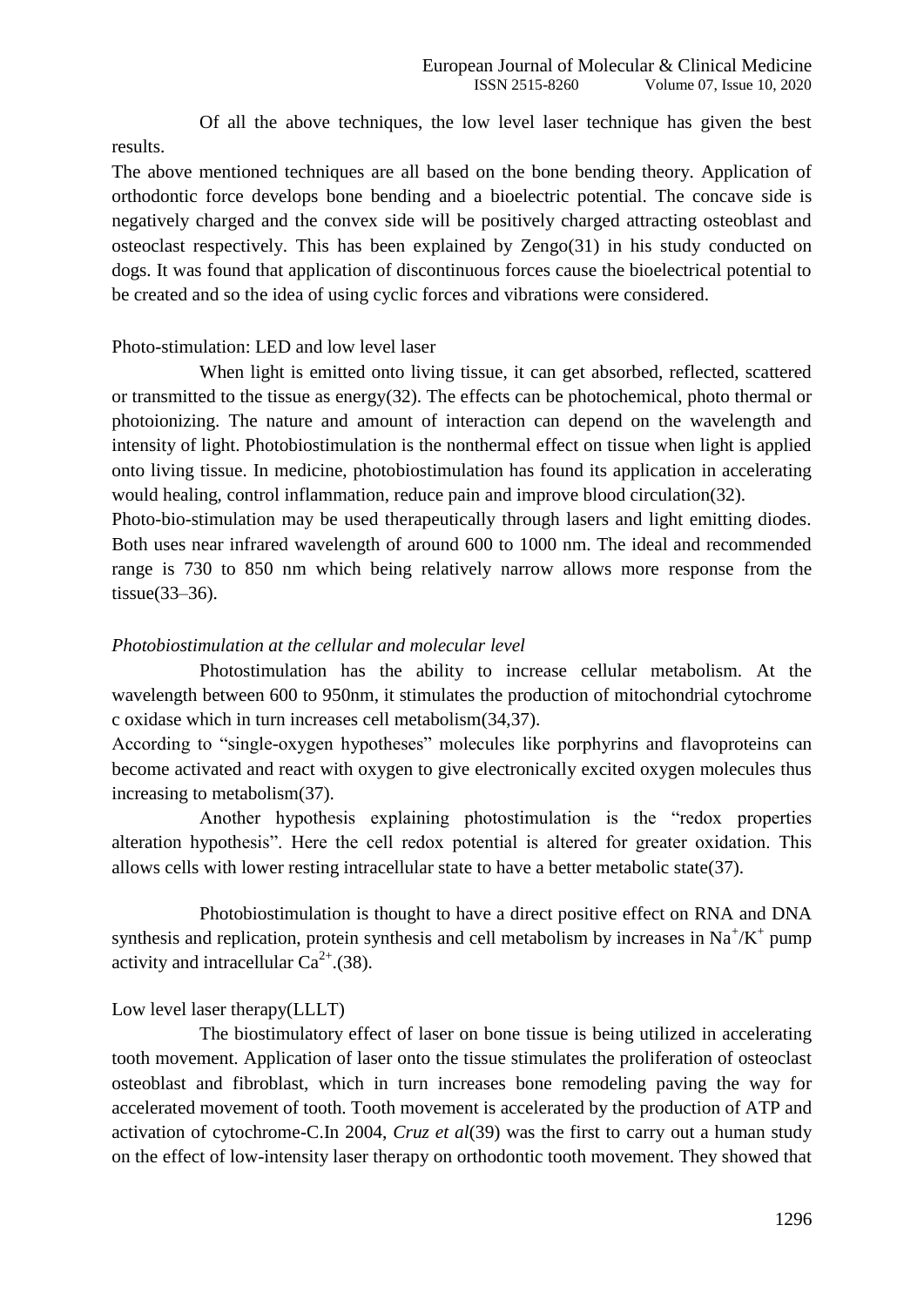Of all the above techniques, the low level laser technique has given the best results.

The above mentioned techniques are all based on the bone bending theory. Application of orthodontic force develops bone bending and a bioelectric potential. The concave side is negatively charged and the convex side will be positively charged attracting osteoblast and osteoclast respectively. This has been explained by Zengo(31) in his study conducted on dogs. It was found that application of discontinuous forces cause the bioelectrical potential to be created and so the idea of using cyclic forces and vibrations were considered.

Photo-stimulation: LED and low level laser

When light is emitted onto living tissue, it can get absorbed, reflected, scattered or transmitted to the tissue as energy(32). The effects can be photochemical, photo thermal or photoionizing. The nature and amount of interaction can depend on the wavelength and intensity of light. Photobiostimulation is the nonthermal effect on tissue when light is applied onto living tissue. In medicine, photobiostimulation has found its application in accelerating would healing, control inflammation, reduce pain and improve blood circulation(32).

Photo-bio-stimulation may be used therapeutically through lasers and light emitting diodes. Both uses near infrared wavelength of around 600 to 1000 nm. The ideal and recommended range is 730 to 850 nm which being relatively narrow allows more response from the tissue(33–36).

*Photobiostimulation at the cellular and molecular level*

Photostimulation has the ability to increase cellular metabolism. At the wavelength between 600 to 950nm, it stimulates the production of mitochondrial cytochrome c oxidase which in turn increases cell metabolism(34,37).

According to "single-oxygen hypotheses" molecules like porphyrins and flavoproteins can become activated and react with oxygen to give electronically excited oxygen molecules thus increasing to metabolism(37).

Another hypothesis explaining photostimulation is the "redox properties alteration hypothesis". Here the cell redox potential is altered for greater oxidation. This allows cells with lower resting intracellular state to have a better metabolic state(37).

Photobiostimulation is thought to have a direct positive effect on RNA and DNA synthesis and replication, protein synthesis and cell metabolism by increases in $Na^{+}/K^{+}$ pump activity and intracellular $Ca^{2+}$.(38).

Low level laser therapy(LLLT)

The biostimulatory effect of laser on bone tissue is being utilized in accelerating tooth movement. Application of laser onto the tissue stimulates the proliferation of osteoclast osteoblast and fibroblast, which in turn increases bone remodeling paving the way for accelerated movement of tooth. Tooth movement is accelerated by the production of ATP and activation of cytochrome-C.In 2004, *Cruz et al*(39) was the first to carry out a human study on the effect of low-intensity laser therapy on orthodontic tooth movement. They showed that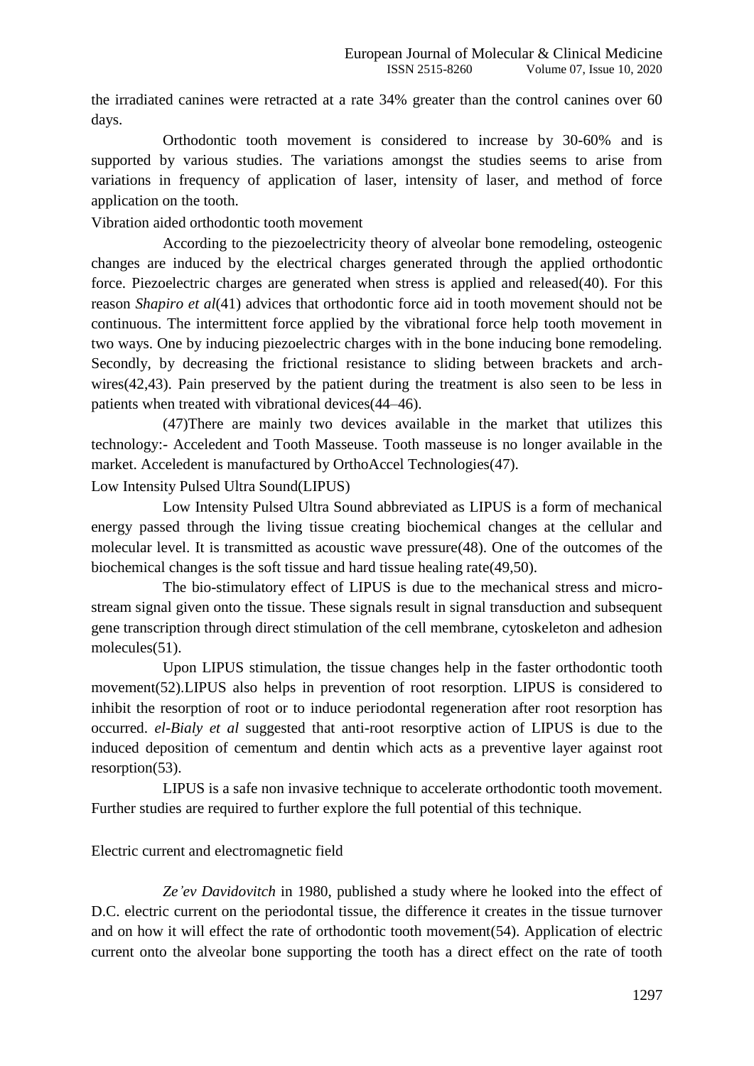the irradiated canines were retracted at a rate 34% greater than the control canines over 60 days.

Orthodontic tooth movement is considered to increase by 30-60% and is supported by various studies. The variations amongst the studies seems to arise from variations in frequency of application of laser, intensity of laser, and method of force application on the tooth.

Vibration aided orthodontic tooth movement

According to the piezoelectricity theory of alveolar bone remodeling, osteogenic changes are induced by the electrical charges generated through the applied orthodontic force. Piezoelectric charges are generated when stress is applied and released(40). For this reason *Shapiro et al*(41) advices that orthodontic force aid in tooth movement should not be continuous. The intermittent force applied by the vibrational force help tooth movement in two ways. One by inducing piezoelectric charges with in the bone inducing bone remodeling. Secondly, by decreasing the frictional resistance to sliding between brackets and arch-wires(42,43). Pain preserved by the patient during the treatment is also seen to be less in patients when treated with vibrational devices(44–46).

(47)There are mainly two devices available in the market that utilizes this technology:- Acceledent and Tooth Masseuse. Tooth masseuse is no longer available in the market. Acceledent is manufactured by OrthoAccel Technologies(47).

Low Intensity Pulsed Ultra Sound(LIPUS)

Low Intensity Pulsed Ultra Sound abbreviated as LIPUS is a form of mechanical energy passed through the living tissue creating biochemical changes at the cellular and molecular level. It is transmitted as acoustic wave pressure(48). One of the outcomes of the biochemical changes is the soft tissue and hard tissue healing rate(49,50).

The bio-stimulatory effect of LIPUS is due to the mechanical stress and micro-stream signal given onto the tissue. These signals result in signal transduction and subsequent gene transcription through direct stimulation of the cell membrane, cytoskeleton and adhesion molecules(51).

Upon LIPUS stimulation, the tissue changes help in the faster orthodontic tooth movement(52).LIPUS also helps in prevention of root resorption. LIPUS is considered to inhibit the resorption of root or to induce periodontal regeneration after root resorption has occurred. *el-Bialy et al* suggested that anti-root resorptive action of LIPUS is due to the induced deposition of cementum and dentin which acts as a preventive layer against root resorption(53).

LIPUS is a safe non invasive technique to accelerate orthodontic tooth movement. Further studies are required to further explore the full potential of this technique.

Electric current and electromagnetic field

*Ze'ev Davidovitch* in 1980, published a study where he looked into the effect of D.C. electric current on the periodontal tissue, the difference it creates in the tissue turnover and on how it will effect the rate of orthodontic tooth movement(54). Application of electric current onto the alveolar bone supporting the tooth has a direct effect on the rate of tooth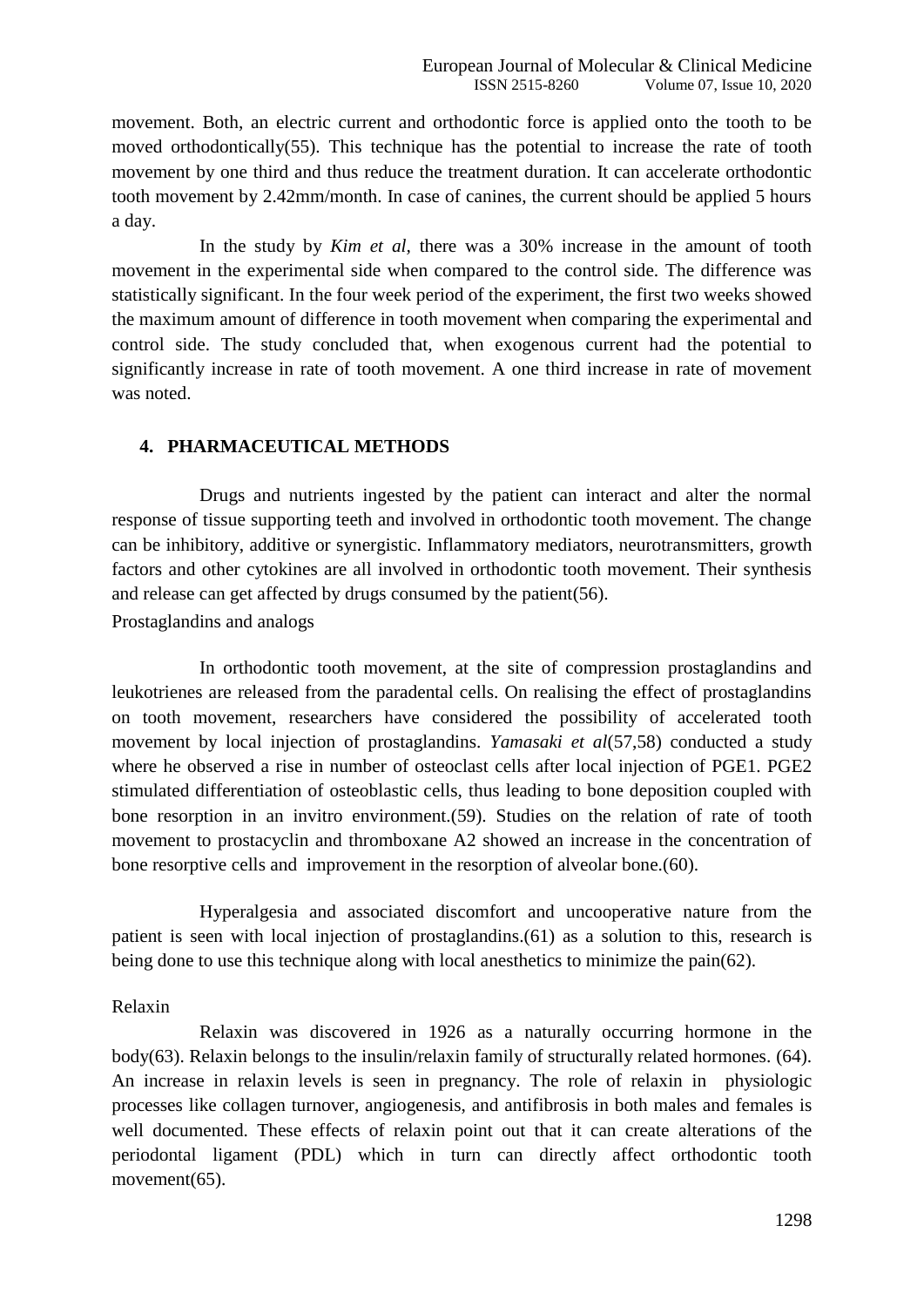movement. Both, an electric current and orthodontic force is applied onto the tooth to be moved orthodontically(55). This technique has the potential to increase the rate of tooth movement by one third and thus reduce the treatment duration. It can accelerate orthodontic tooth movement by 2.42mm/month. In case of canines, the current should be applied 5 hours a day.

In the study by *Kim et al,* there was a 30% increase in the amount of tooth movement in the experimental side when compared to the control side. The difference was statistically significant. In the four week period of the experiment, the first two weeks showed the maximum amount of difference in tooth movement when comparing the experimental and control side. The study concluded that, when exogenous current had the potential to significantly increase in rate of tooth movement. A one third increase in rate of movement was noted.

## 4. PHARMACEUTICAL METHODS

Drugs and nutrients ingested by the patient can interact and alter the normal response of tissue supporting teeth and involved in orthodontic tooth movement. The change can be inhibitory, additive or synergistic. Inflammatory mediators, neurotransmitters, growth factors and other cytokines are all involved in orthodontic tooth movement. Their synthesis and release can get affected by drugs consumed by the patient(56).

Prostaglandins and analogs

In orthodontic tooth movement, at the site of compression prostaglandins and leukotrienes are released from the paradental cells. On realising the effect of prostaglandins on tooth movement, researchers have considered the possibility of accelerated tooth movement by local injection of prostaglandins. *Yamasaki et al*(57,58) conducted a study where he observed a rise in number of osteoclast cells after local injection of PGE1. PGE2 stimulated differentiation of osteoblastic cells, thus leading to bone deposition coupled with bone resorption in an invitro environment.(59). Studies on the relation of rate of tooth movement to prostacyclin and thromboxane A2 showed an increase in the concentration of bone resorptive cells and improvement in the resorption of alveolar bone.(60).

Hyperalgesia and associated discomfort and uncooperative nature from the patient is seen with local injection of prostaglandins.(61) as a solution to this, research is being done to use this technique along with local anesthetics to minimize the pain(62).

Relaxin

Relaxin was discovered in 1926 as a naturally occurring hormone in the body(63). Relaxin belongs to the insulin/relaxin family of structurally related hormones. (64). An increase in relaxin levels is seen in pregnancy. The role of relaxin in physiologic processes like collagen turnover, angiogenesis, and antifibrosis in both males and females is well documented. These effects of relaxin point out that it can create alterations of the periodontal ligament (PDL) which in turn can directly affect orthodontic tooth movement(65).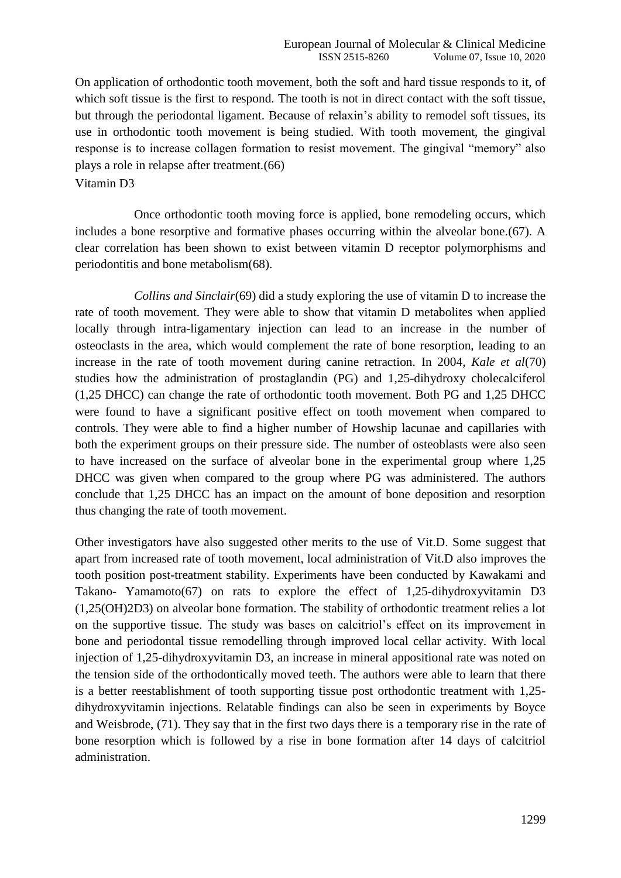On application of orthodontic tooth movement, both the soft and hard tissue responds to it, of which soft tissue is the first to respond. The tooth is not in direct contact with the soft tissue, but through the periodontal ligament. Because of relaxin's ability to remodel soft tissues, its use in orthodontic tooth movement is being studied. With tooth movement, the gingival response is to increase collagen formation to resist movement. The gingival "memory" also plays a role in relapse after treatment.(66)

## Vitamin D3

Once orthodontic tooth moving force is applied, bone remodeling occurs, which includes a bone resorptive and formative phases occurring within the alveolar bone.(67). A clear correlation has been shown to exist between vitamin D receptor polymorphisms and periodontitis and bone metabolism(68).

*Collins and Sinclair*(69) did a study exploring the use of vitamin D to increase the rate of tooth movement. They were able to show that vitamin D metabolites when applied locally through intra-ligamentary injection can lead to an increase in the number of osteoclasts in the area, which would complement the rate of bone resorption, leading to an increase in the rate of tooth movement during canine retraction. In 2004, *Kale et al*(70) studies how the administration of prostaglandin (PG) and 1,25-dihydroxy cholecalciferol (1,25 DHCC) can change the rate of orthodontic tooth movement. Both PG and 1,25 DHCC were found to have a significant positive effect on tooth movement when compared to controls. They were able to find a higher number of Howship lacunae and capillaries with both the experiment groups on their pressure side. The number of osteoblasts were also seen to have increased on the surface of alveolar bone in the experimental group where 1,25 DHCC was given when compared to the group where PG was administered. The authors conclude that 1,25 DHCC has an impact on the amount of bone deposition and resorption thus changing the rate of tooth movement.

Other investigators have also suggested other merits to the use of Vit.D. Some suggest that apart from increased rate of tooth movement, local administration of Vit.D also improves the tooth position post-treatment stability. Experiments have been conducted by Kawakami and Takano- Yamamoto(67) on rats to explore the effect of 1,25-dihydroxyvitamin D3 (1,25(OH)2D3) on alveolar bone formation. The stability of orthodontic treatment relies a lot on the supportive tissue. The study was bases on calcitriol's effect on its improvement in bone and periodontal tissue remodelling through improved local cellar activity. With local injection of 1,25-dihydroxyvitamin D3, an increase in mineral appositional rate was noted on the tension side of the orthodontically moved teeth. The authors were able to learn that there is a better reestablishment of tooth supporting tissue post orthodontic treatment with 1,25-dihydroxyvitamin injections. Relatable findings can also be seen in experiments by Boyce and Weisbrode, (71). They say that in the first two days there is a temporary rise in the rate of bone resorption which is followed by a rise in bone formation after 14 days of calcitriol administration.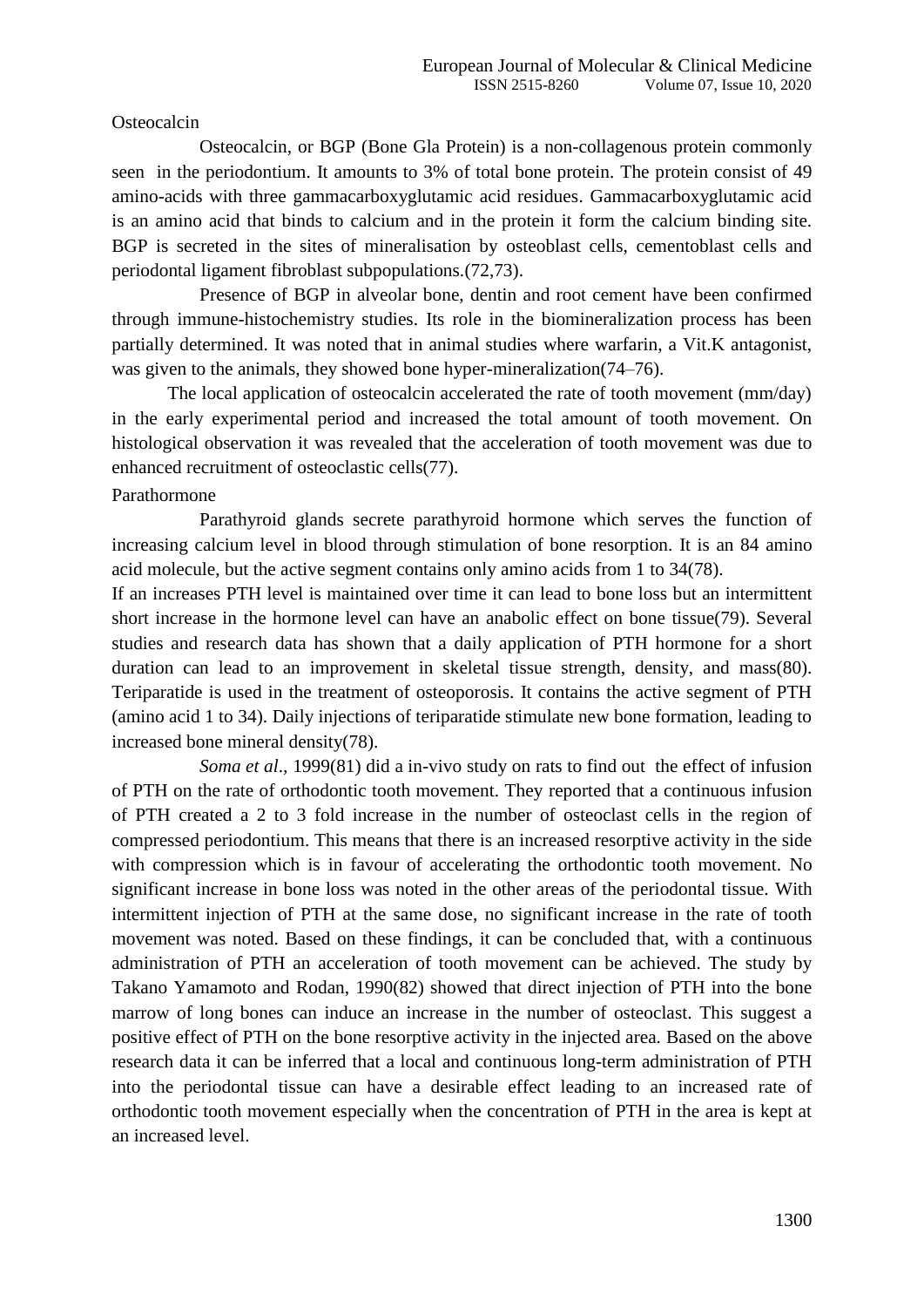### Osteocalcin

Osteocalcin, or BGP (Bone Gla Protein) is a non-collagenous protein commonly seen in the periodontium. It amounts to 3% of total bone protein. The protein consist of 49 amino-acids with three gammacarboxyglutamic acid residues. Gammacarboxyglutamic acid is an amino acid that binds to calcium and in the protein it form the calcium binding site. BGP is secreted in the sites of mineralisation by osteoblast cells, cementoblast cells and periodontal ligament fibroblast subpopulations.(72,73).

Presence of BGP in alveolar bone, dentin and root cement have been confirmed through immune-histochemistry studies. Its role in the biomineralization process has been partially determined. It was noted that in animal studies where warfarin, a Vit.K antagonist, was given to the animals, they showed bone hyper-mineralization(74–76).

The local application of osteocalcin accelerated the rate of tooth movement (mm/day) in the early experimental period and increased the total amount of tooth movement. On histological observation it was revealed that the acceleration of tooth movement was due to enhanced recruitment of osteoclastic cells(77).

### Parathormone

Parathyroid glands secrete parathyroid hormone which serves the function of increasing calcium level in blood through stimulation of bone resorption. It is an 84 amino acid molecule, but the active segment contains only amino acids from 1 to 34(78).

If an increases PTH level is maintained over time it can lead to bone loss but an intermittent short increase in the hormone level can have an anabolic effect on bone tissue(79). Several studies and research data has shown that a daily application of PTH hormone for a short duration can lead to an improvement in skeletal tissue strength, density, and mass(80). Teriparatide is used in the treatment of osteoporosis. It contains the active segment of PTH (amino acid 1 to 34). Daily injections of teriparatide stimulate new bone formation, leading to increased bone mineral density(78).

*Soma et al*., 1999(81) did a in-vivo study on rats to find out the effect of infusion of PTH on the rate of orthodontic tooth movement. They reported that a continuous infusion of PTH created a 2 to 3 fold increase in the number of osteoclast cells in the region of compressed periodontium. This means that there is an increased resorptive activity in the side with compression which is in favour of accelerating the orthodontic tooth movement. No significant increase in bone loss was noted in the other areas of the periodontal tissue. With intermittent injection of PTH at the same dose, no significant increase in the rate of tooth movement was noted. Based on these findings, it can be concluded that, with a continuous administration of PTH an acceleration of tooth movement can be achieved. The study by Takano Yamamoto and Rodan, 1990(82) showed that direct injection of PTH into the bone marrow of long bones can induce an increase in the number of osteoclast. This suggest a positive effect of PTH on the bone resorptive activity in the injected area. Based on the above research data it can be inferred that a local and continuous long-term administration of PTH into the periodontal tissue can have a desirable effect leading to an increased rate of orthodontic tooth movement especially when the concentration of PTH in the area is kept at an increased level.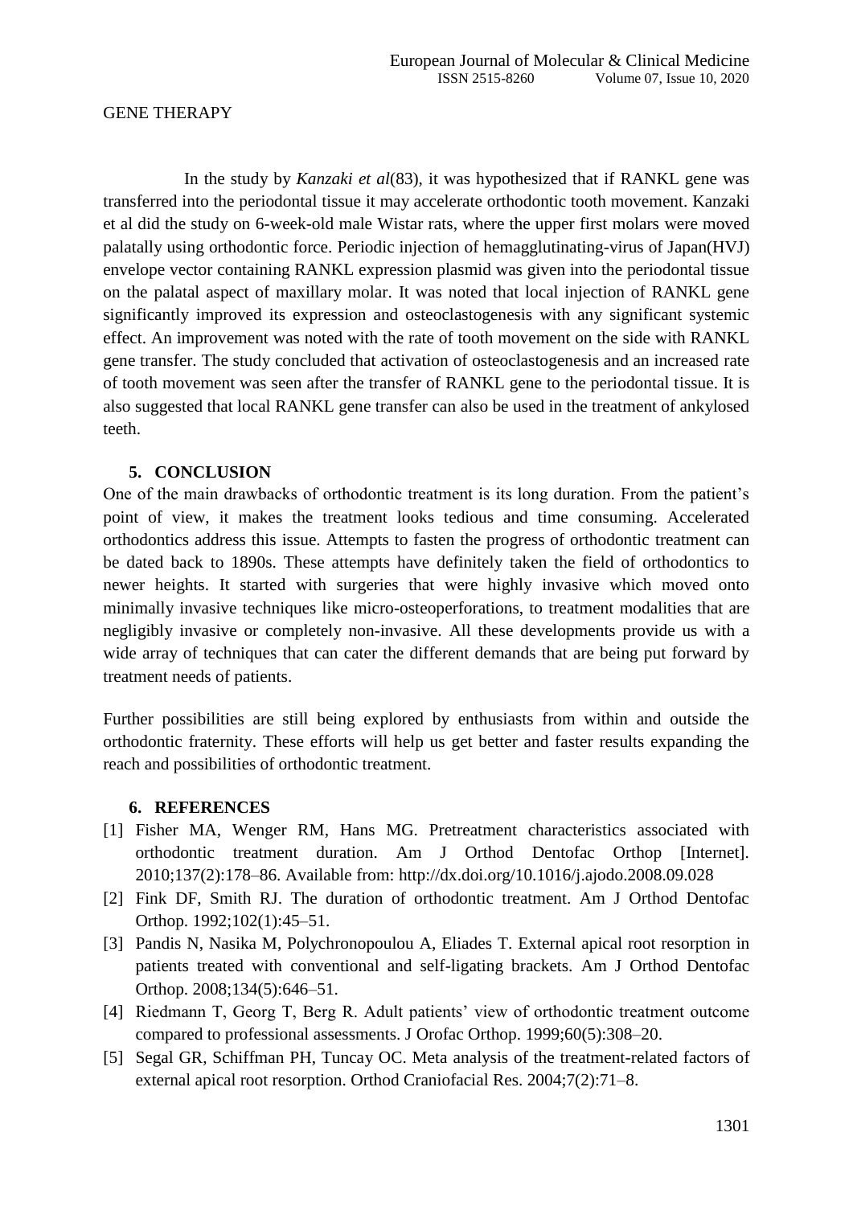GENE THERAPY

In the study by *Kanzaki et al*(83), it was hypothesized that if RANKL gene was transferred into the periodontal tissue it may accelerate orthodontic tooth movement. Kanzaki et al did the study on 6-week-old male Wistar rats, where the upper first molars were moved palatally using orthodontic force. Periodic injection of hemagglutinating-virus of Japan(HVJ) envelope vector containing RANKL expression plasmid was given into the periodontal tissue on the palatal aspect of maxillary molar. It was noted that local injection of RANKL gene significantly improved its expression and osteoclastogenesis with any significant systemic effect. An improvement was noted with the rate of tooth movement on the side with RANKL gene transfer. The study concluded that activation of osteoclastogenesis and an increased rate of tooth movement was seen after the transfer of RANKL gene to the periodontal tissue. It is also suggested that local RANKL gene transfer can also be used in the treatment of ankylosed teeth.

## 5. CONCLUSION

One of the main drawbacks of orthodontic treatment is its long duration. From the patient's point of view, it makes the treatment looks tedious and time consuming. Accelerated orthodontics address this issue. Attempts to fasten the progress of orthodontic treatment can be dated back to 1890s. These attempts have definitely taken the field of orthodontics to newer heights. It started with surgeries that were highly invasive which moved onto minimally invasive techniques like micro-osteoperforations, to treatment modalities that are negligibly invasive or completely non-invasive. All these developments provide us with a wide array of techniques that can cater the different demands that are being put forward by treatment needs of patients.

Further possibilities are still being explored by enthusiasts from within and outside the orthodontic fraternity. These efforts will help us get better and faster results expanding the reach and possibilities of orthodontic treatment.

## 6. REFERENCES

[1] Fisher MA, Wenger RM, Hans MG. Pretreatment characteristics associated with orthodontic treatment duration. Am J Orthod Dentofac Orthop [Internet]. 2010;137(2):178–86. Available from: http://dx.doi.org/10.1016/j.ajodo.2008.09.028

[2] Fink DF, Smith RJ. The duration of orthodontic treatment. Am J Orthod Dentofac Orthop. 1992;102(1):45–51.

[3] Pandis N, Nasika M, Polychronopoulou A, Eliades T. External apical root resorption in patients treated with conventional and self-ligating brackets. Am J Orthod Dentofac Orthop. 2008;134(5):646–51.

[4] Riedmann T, Georg T, Berg R. Adult patients' view of orthodontic treatment outcome compared to professional assessments. J Orofac Orthop. 1999;60(5):308–20.

[5] Segal GR, Schiffman PH, Tuncay OC. Meta analysis of the treatment-related factors of external apical root resorption. Orthod Craniofacial Res. 2004;7(2):71–8.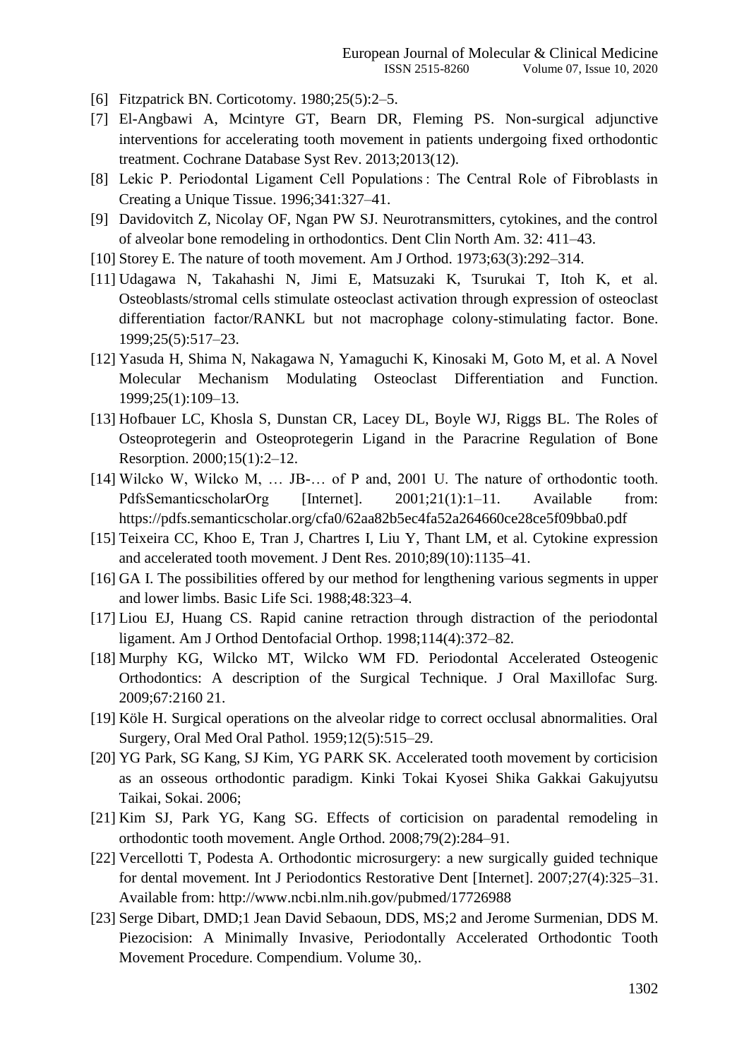[6] Fitzpatrick BN. Corticotomy. 1980;25(5):2–5.

[7] El-Angbawi A, Mcintyre GT, Bearn DR, Fleming PS. Non-surgical adjunctive interventions for accelerating tooth movement in patients undergoing fixed orthodontic treatment. Cochrane Database Syst Rev. 2013;2013(12).

[8] Lekic P. Periodontal Ligament Cell Populations : The Central Role of Fibroblasts in Creating a Unique Tissue. 1996;341:327–41.

[9] Davidovitch Z, Nicolay OF, Ngan PW SJ. Neurotransmitters, cytokines, and the control of alveolar bone remodeling in orthodontics. Dent Clin North Am. 32: 411–43.

[10] Storey E. The nature of tooth movement. Am J Orthod. 1973;63(3):292–314.

[11] Udagawa N, Takahashi N, Jimi E, Matsuzaki K, Tsurukai T, Itoh K, et al. Osteoblasts/stromal cells stimulate osteoclast activation through expression of osteoclast differentiation factor/RANKL but not macrophage colony-stimulating factor. Bone. 1999;25(5):517–23.

[12] Yasuda H, Shima N, Nakagawa N, Yamaguchi K, Kinosaki M, Goto M, et al. A Novel Molecular Mechanism Modulating Osteoclast Differentiation and Function. 1999;25(1):109–13.

[13] Hofbauer LC, Khosla S, Dunstan CR, Lacey DL, Boyle WJ, Riggs BL. The Roles of Osteoprotegerin and Osteoprotegerin Ligand in the Paracrine Regulation of Bone Resorption. 2000;15(1):2–12.

[14] Wilcko W, Wilcko M, … JB-… of P and, 2001 U. The nature of orthodontic tooth. PdfsSemanticscholarOrg [Internet]. 2001;21(1):1–11. Available from: https://pdfs.semanticscholar.org/cfa0/62aa82b5ec4fa52a264660ce28ce5f09bba0.pdf

[15] Teixeira CC, Khoo E, Tran J, Chartres I, Liu Y, Thant LM, et al. Cytokine expression and accelerated tooth movement. J Dent Res. 2010;89(10):1135–41.

[16] GA I. The possibilities offered by our method for lengthening various segments in upper and lower limbs. Basic Life Sci. 1988;48:323–4.

[17] Liou EJ, Huang CS. Rapid canine retraction through distraction of the periodontal ligament. Am J Orthod Dentofacial Orthop. 1998;114(4):372–82.

[18] Murphy KG, Wilcko MT, Wilcko WM FD. Periodontal Accelerated Osteogenic Orthodontics: A description of the Surgical Technique. J Oral Maxillofac Surg. 2009;67:2160 21.

[19] Köle H. Surgical operations on the alveolar ridge to correct occlusal abnormalities. Oral Surgery, Oral Med Oral Pathol. 1959;12(5):515–29.

[20] YG Park, SG Kang, SJ Kim, YG PARK SK. Accelerated tooth movement by corticision as an osseous orthodontic paradigm. Kinki Tokai Kyosei Shika Gakkai Gakujyutsu Taikai, Sokai. 2006;

[21] Kim SJ, Park YG, Kang SG. Effects of corticision on paradental remodeling in orthodontic tooth movement. Angle Orthod. 2008;79(2):284–91.

[22] Vercellotti T, Podesta A. Orthodontic microsurgery: a new surgically guided technique for dental movement. Int J Periodontics Restorative Dent [Internet]. 2007;27(4):325–31. Available from: http://www.ncbi.nlm.nih.gov/pubmed/17726988

[23] Serge Dibart, DMD;1 Jean David Sebaoun, DDS, MS;2 and Jerome Surmenian, DDS M. Piezocision: A Minimally Invasive, Periodontally Accelerated Orthodontic Tooth Movement Procedure. Compendium. Volume 30,.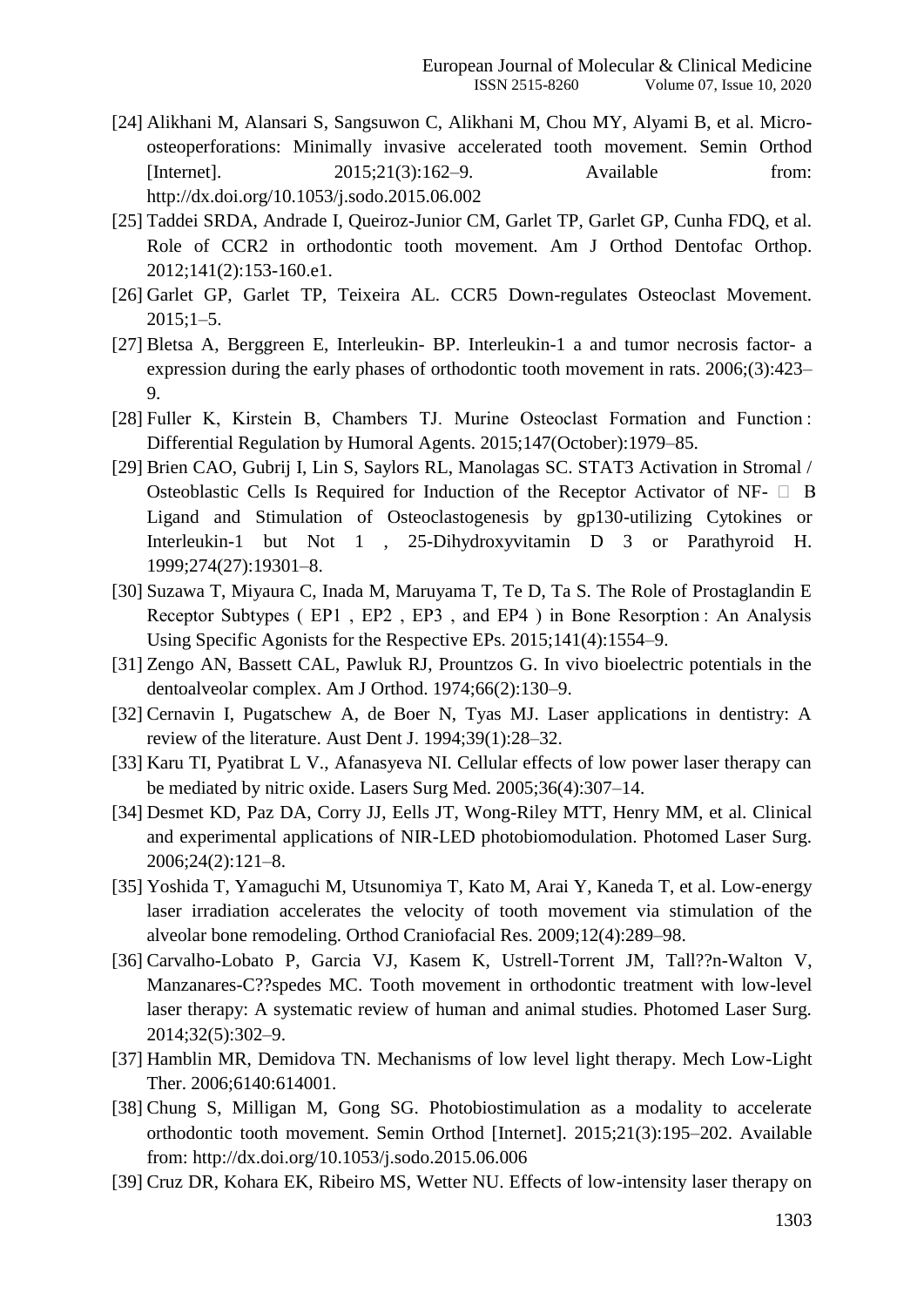[24] Alikhani M, Alansari S, Sangsuwon C, Alikhani M, Chou MY, Alyami B, et al. Micro-osteoperforations: Minimally invasive accelerated tooth movement. Semin Orthod [Internet]. 2015;21(3):162–9. Available from: http://dx.doi.org/10.1053/j.sodo.2015.06.002

[25] Taddei SRDA, Andrade I, Queiroz-Junior CM, Garlet TP, Garlet GP, Cunha FDQ, et al. Role of CCR2 in orthodontic tooth movement. Am J Orthod Dentofac Orthop. 2012;141(2):153-160.e1.

[26] Garlet GP, Garlet TP, Teixeira AL. CCR5 Down-regulates Osteoclast Movement. 2015;1–5.

[27] Bletsa A, Berggreen E, Interleukin- BP. Interleukin-1 a and tumor necrosis factor- a expression during the early phases of orthodontic tooth movement in rats. 2006;(3):423–9.

[28] Fuller K, Kirstein B, Chambers TJ. Murine Osteoclast Formation and Function : Differential Regulation by Humoral Agents. 2015;147(October):1979–85.

[29] Brien CAO, Gubrij I, Lin S, Saylors RL, Manolagas SC. STAT3 Activation in Stromal / Osteoblastic Cells Is Required for Induction of the Receptor Activator of NF- B Ligand and Stimulation of Osteoclastogenesis by gp130-utilizing Cytokines or Interleukin-1 but Not 1 , 25-Dihydroxyvitamin D 3 or Parathyroid H. 1999;274(27):19301–8.

[30] Suzawa T, Miyaura C, Inada M, Maruyama T, Te D, Ta S. The Role of Prostaglandin E Receptor Subtypes ( EP1 , EP2 , EP3 , and EP4 ) in Bone Resorption : An Analysis Using Specific Agonists for the Respective EPs. 2015;141(4):1554–9.

[31] Zengo AN, Bassett CAL, Pawluk RJ, Prountzos G. In vivo bioelectric potentials in the dentoalveolar complex. Am J Orthod. 1974;66(2):130–9.

[32] Cernavin I, Pugatschew A, de Boer N, Tyas MJ. Laser applications in dentistry: A review of the literature. Aust Dent J. 1994;39(1):28–32.

[33] Karu TI, Pyatibrat L V., Afanasyeva NI. Cellular effects of low power laser therapy can be mediated by nitric oxide. Lasers Surg Med. 2005;36(4):307–14.

[34] Desmet KD, Paz DA, Corry JJ, Eells JT, Wong-Riley MTT, Henry MM, et al. Clinical and experimental applications of NIR-LED photobiomodulation. Photomed Laser Surg. 2006;24(2):121–8.

[35] Yoshida T, Yamaguchi M, Utsunomiya T, Kato M, Arai Y, Kaneda T, et al. Low-energy laser irradiation accelerates the velocity of tooth movement via stimulation of the alveolar bone remodeling. Orthod Craniofacial Res. 2009;12(4):289–98.

[36] Carvalho-Lobato P, Garcia VJ, Kasem K, Ustrell-Torrent JM, Tall??n-Walton V, Manzanares-C??spedes MC. Tooth movement in orthodontic treatment with low-level laser therapy: A systematic review of human and animal studies. Photomed Laser Surg. 2014;32(5):302–9.

[37] Hamblin MR, Demidova TN. Mechanisms of low level light therapy. Mech Low-Light Ther. 2006;6140:614001.

[38] Chung S, Milligan M, Gong SG. Photobiostimulation as a modality to accelerate orthodontic tooth movement. Semin Orthod [Internet]. 2015;21(3):195–202. Available from: http://dx.doi.org/10.1053/j.sodo.2015.06.006

[39] Cruz DR, Kohara EK, Ribeiro MS, Wetter NU. Effects of low-intensity laser therapy on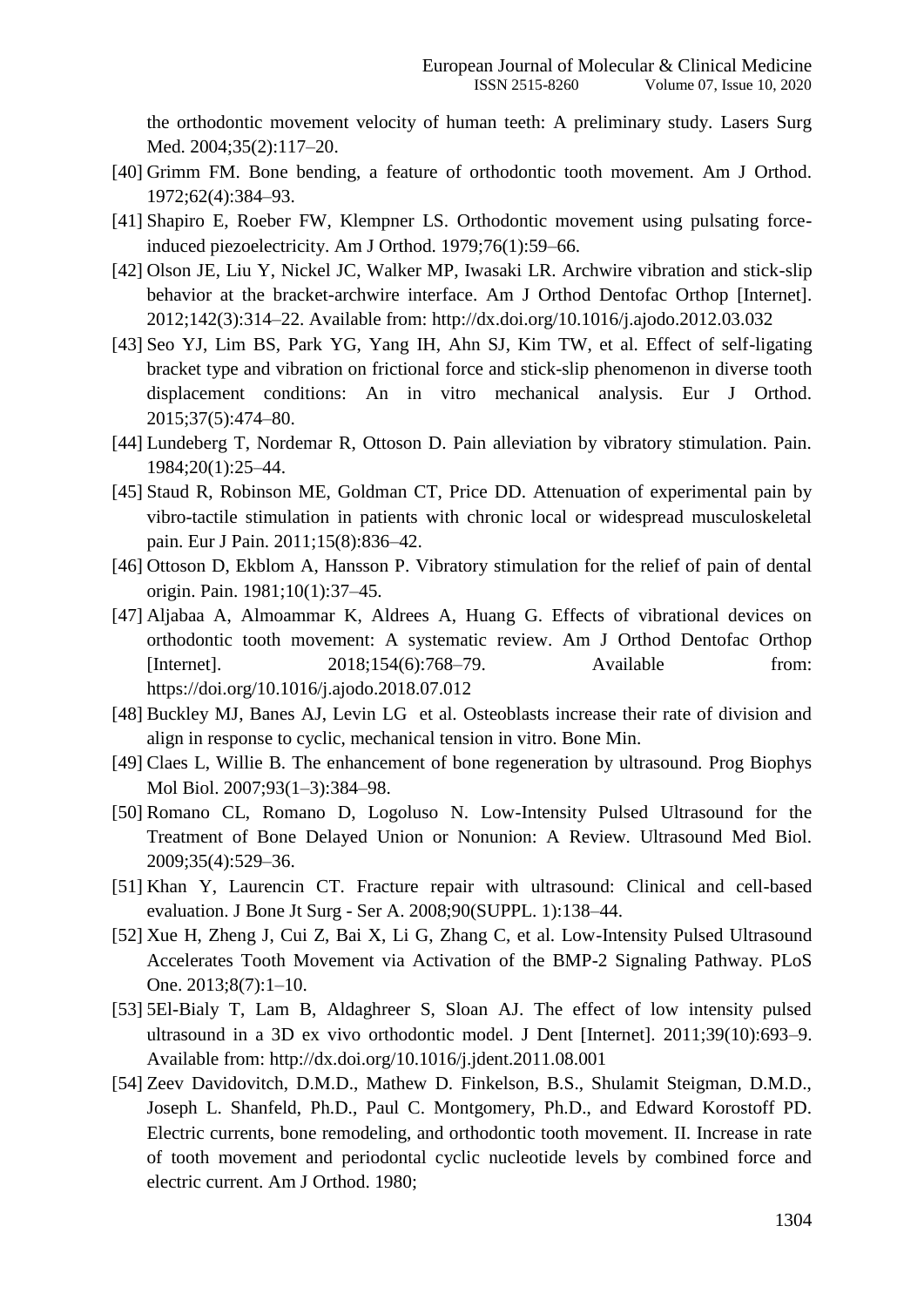the orthodontic movement velocity of human teeth: A preliminary study. Lasers Surg Med. 2004;35(2):117–20.

[40] Grimm FM. Bone bending, a feature of orthodontic tooth movement. Am J Orthod. 1972;62(4):384–93.

[41] Shapiro E, Roeber FW, Klempner LS. Orthodontic movement using pulsating force-induced piezoelectricity. Am J Orthod. 1979;76(1):59–66.

[42] Olson JE, Liu Y, Nickel JC, Walker MP, Iwasaki LR. Archwire vibration and stick-slip behavior at the bracket-archwire interface. Am J Orthod Dentofac Orthop [Internet]. 2012;142(3):314–22. Available from: http://dx.doi.org/10.1016/j.ajodo.2012.03.032

[43] Seo YJ, Lim BS, Park YG, Yang IH, Ahn SJ, Kim TW, et al. Effect of self-ligating bracket type and vibration on frictional force and stick-slip phenomenon in diverse tooth displacement conditions: An in vitro mechanical analysis. Eur J Orthod. 2015;37(5):474–80.

[44] Lundeberg T, Nordemar R, Ottoson D. Pain alleviation by vibratory stimulation. Pain. 1984;20(1):25–44.

[45] Staud R, Robinson ME, Goldman CT, Price DD. Attenuation of experimental pain by vibro-tactile stimulation in patients with chronic local or widespread musculoskeletal pain. Eur J Pain. 2011;15(8):836–42.

[46] Ottoson D, Ekblom A, Hansson P. Vibratory stimulation for the relief of pain of dental origin. Pain. 1981;10(1):37–45.

[47] Aljabaa A, Almoammar K, Aldrees A, Huang G. Effects of vibrational devices on orthodontic tooth movement: A systematic review. Am J Orthod Dentofac Orthop [Internet]. 2018;154(6):768–79. Available from: https://doi.org/10.1016/j.ajodo.2018.07.012

[48] Buckley MJ, Banes AJ, Levin LG et al. Osteoblasts increase their rate of division and align in response to cyclic, mechanical tension in vitro. Bone Min.

[49] Claes L, Willie B. The enhancement of bone regeneration by ultrasound. Prog Biophys Mol Biol. 2007;93(1–3):384–98.

[50] Romano CL, Romano D, Logoluso N. Low-Intensity Pulsed Ultrasound for the Treatment of Bone Delayed Union or Nonunion: A Review. Ultrasound Med Biol. 2009;35(4):529–36.

[51] Khan Y, Laurencin CT. Fracture repair with ultrasound: Clinical and cell-based evaluation. J Bone Jt Surg - Ser A. 2008;90(SUPPL. 1):138–44.

[52] Xue H, Zheng J, Cui Z, Bai X, Li G, Zhang C, et al. Low-Intensity Pulsed Ultrasound Accelerates Tooth Movement via Activation of the BMP-2 Signaling Pathway. PLoS One. 2013;8(7):1–10.

[53] 5El-Bialy T, Lam B, Aldaghreer S, Sloan AJ. The effect of low intensity pulsed ultrasound in a 3D ex vivo orthodontic model. J Dent [Internet]. 2011;39(10):693–9. Available from: http://dx.doi.org/10.1016/j.jdent.2011.08.001

[54] Zeev Davidovitch, D.M.D., Mathew D. Finkelson, B.S., Shulamit Steigman, D.M.D., Joseph L. Shanfeld, Ph.D., Paul C. Montgomery, Ph.D., and Edward Korostoff PD. Electric currents, bone remodeling, and orthodontic tooth movement. II. Increase in rate of tooth movement and periodontal cyclic nucleotide levels by combined force and electric current. Am J Orthod. 1980;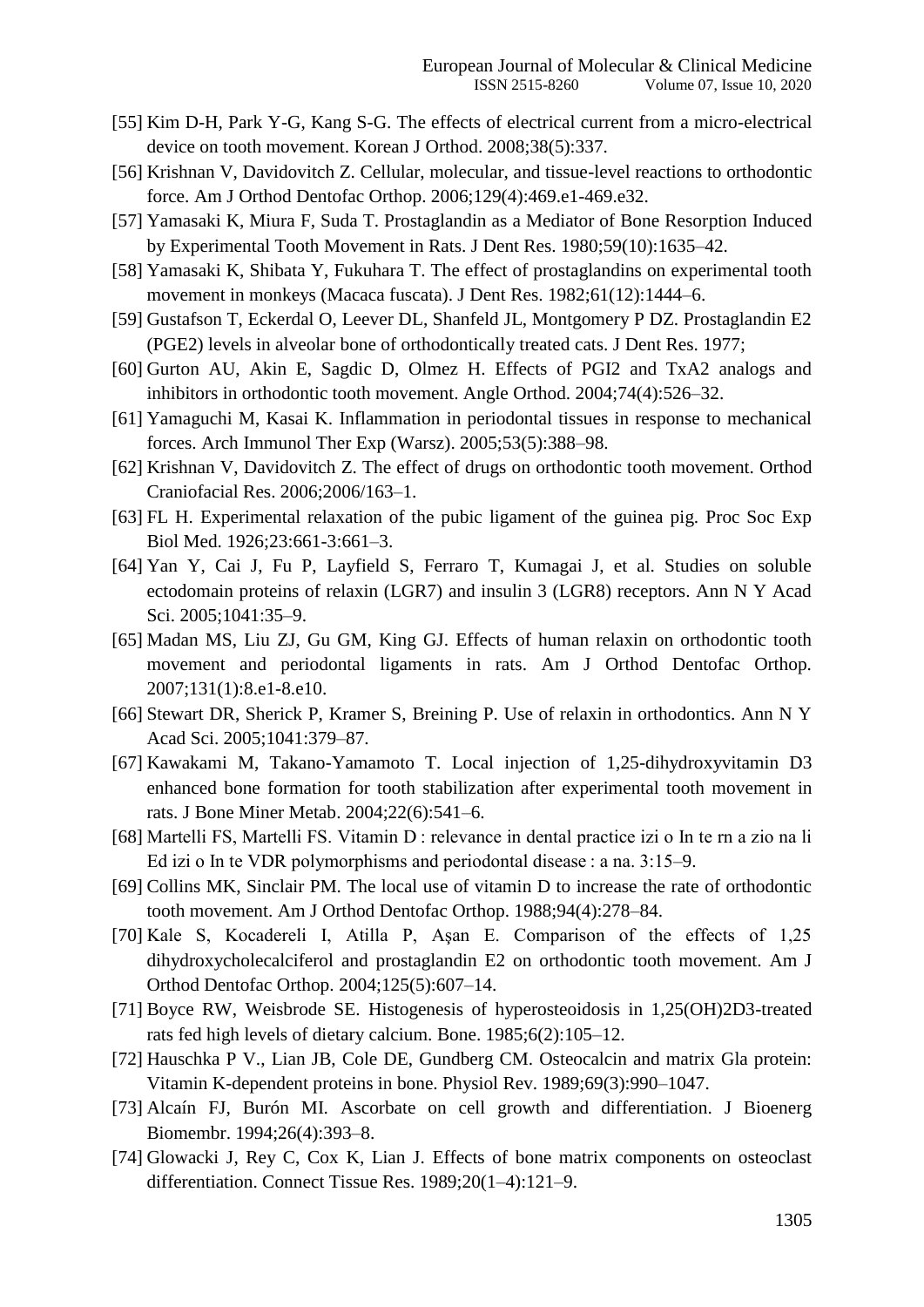[55] Kim D-H, Park Y-G, Kang S-G. The effects of electrical current from a micro-electrical device on tooth movement. Korean J Orthod. 2008;38(5):337.

[56] Krishnan V, Davidovitch Z. Cellular, molecular, and tissue-level reactions to orthodontic force. Am J Orthod Dentofac Orthop. 2006;129(4):469.e1-469.e32.

[57] Yamasaki K, Miura F, Suda T. Prostaglandin as a Mediator of Bone Resorption Induced by Experimental Tooth Movement in Rats. J Dent Res. 1980;59(10):1635–42.

[58] Yamasaki K, Shibata Y, Fukuhara T. The effect of prostaglandins on experimental tooth movement in monkeys (Macaca fuscata). J Dent Res. 1982;61(12):1444–6.

[59] Gustafson T, Eckerdal O, Leever DL, Shanfeld JL, Montgomery P DZ. Prostaglandin E2 (PGE2) levels in alveolar bone of orthodontically treated cats. J Dent Res. 1977;

[60] Gurton AU, Akin E, Sagdic D, Olmez H. Effects of PGI2 and TxA2 analogs and inhibitors in orthodontic tooth movement. Angle Orthod. 2004;74(4):526–32.

[61] Yamaguchi M, Kasai K. Inflammation in periodontal tissues in response to mechanical forces. Arch Immunol Ther Exp (Warsz). 2005;53(5):388–98.

[62] Krishnan V, Davidovitch Z. The effect of drugs on orthodontic tooth movement. Orthod Craniofacial Res. 2006;2006/163–1.

[63] FL H. Experimental relaxation of the pubic ligament of the guinea pig. Proc Soc Exp Biol Med. 1926;23:661-3:661–3.

[64] Yan Y, Cai J, Fu P, Layfield S, Ferraro T, Kumagai J, et al. Studies on soluble ectodomain proteins of relaxin (LGR7) and insulin 3 (LGR8) receptors. Ann N Y Acad Sci. 2005;1041:35–9.

[65] Madan MS, Liu ZJ, Gu GM, King GJ. Effects of human relaxin on orthodontic tooth movement and periodontal ligaments in rats. Am J Orthod Dentofac Orthop. 2007;131(1):8.e1-8.e10.

[66] Stewart DR, Sherick P, Kramer S, Breining P. Use of relaxin in orthodontics. Ann N Y Acad Sci. 2005;1041:379–87.

[67] Kawakami M, Takano-Yamamoto T. Local injection of 1,25-dihydroxyvitamin D3 enhanced bone formation for tooth stabilization after experimental tooth movement in rats. J Bone Miner Metab. 2004;22(6):541–6.

[68] Martelli FS, Martelli FS. Vitamin D : relevance in dental practice izi o In te rn a zio na li Ed izi o In te VDR polymorphisms and periodontal disease : a na. 3:15–9.

[69] Collins MK, Sinclair PM. The local use of vitamin D to increase the rate of orthodontic tooth movement. Am J Orthod Dentofac Orthop. 1988;94(4):278–84.

[70] Kale S, Kocadereli I, Atilla P, Aşan E. Comparison of the effects of 1,25 dihydroxycholecalciferol and prostaglandin E2 on orthodontic tooth movement. Am J Orthod Dentofac Orthop. 2004;125(5):607–14.

[71] Boyce RW, Weisbrode SE. Histogenesis of hyperosteoidosis in 1,25(OH)2D3-treated rats fed high levels of dietary calcium. Bone. 1985;6(2):105–12.

[72] Hauschka P V., Lian JB, Cole DE, Gundberg CM. Osteocalcin and matrix Gla protein: Vitamin K-dependent proteins in bone. Physiol Rev. 1989;69(3):990–1047.

[73] Alcaín FJ, Burón MI. Ascorbate on cell growth and differentiation. J Bioenerg Biomembr. 1994;26(4):393–8.

[74] Glowacki J, Rey C, Cox K, Lian J. Effects of bone matrix components on osteoclast differentiation. Connect Tissue Res. 1989;20(1–4):121–9.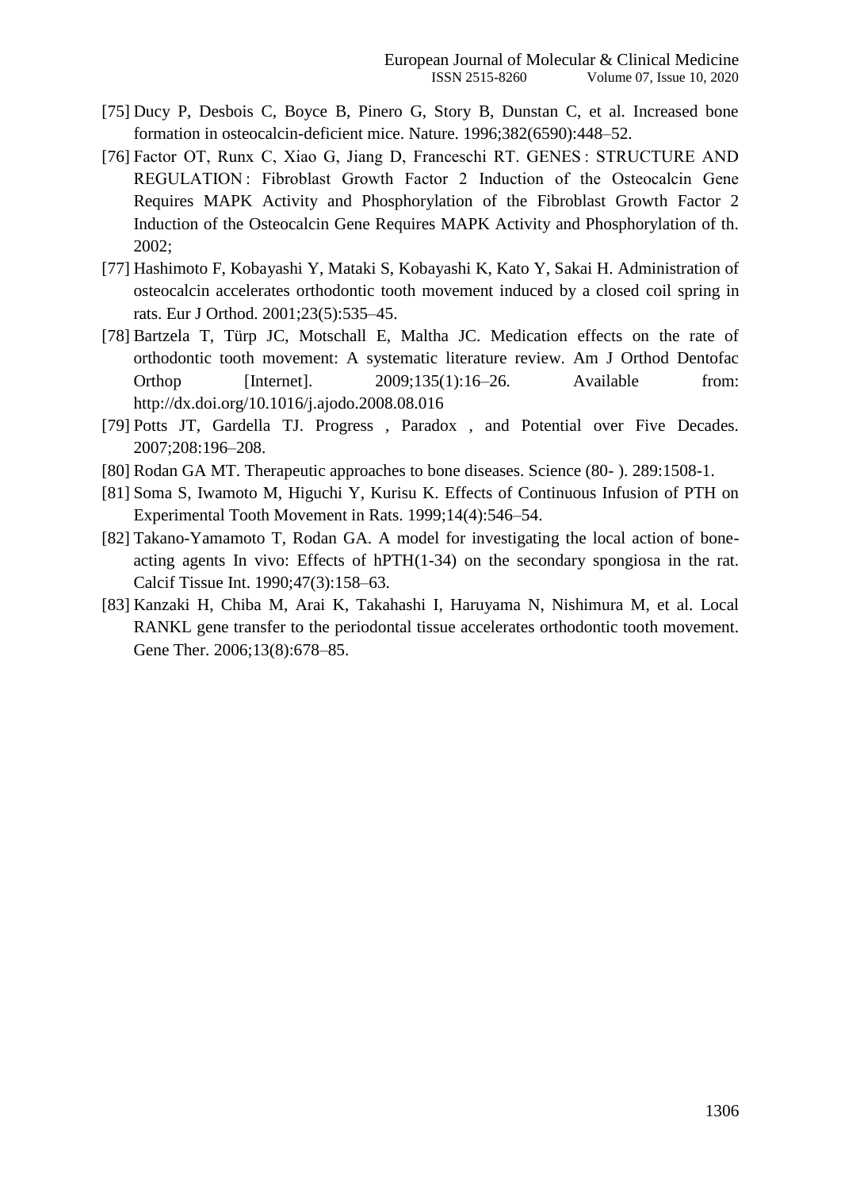[75] Ducy P, Desbois C, Boyce B, Pinero G, Story B, Dunstan C, et al. Increased bone formation in osteocalcin-deficient mice. Nature. 1996;382(6590):448–52.

[76] Factor OT, Runx C, Xiao G, Jiang D, Franceschi RT. GENES : STRUCTURE AND REGULATION : Fibroblast Growth Factor 2 Induction of the Osteocalcin Gene Requires MAPK Activity and Phosphorylation of the Fibroblast Growth Factor 2 Induction of the Osteocalcin Gene Requires MAPK Activity and Phosphorylation of th. 2002;

[77] Hashimoto F, Kobayashi Y, Mataki S, Kobayashi K, Kato Y, Sakai H. Administration of osteocalcin accelerates orthodontic tooth movement induced by a closed coil spring in rats. Eur J Orthod. 2001;23(5):535–45.

[78] Bartzela T, Türp JC, Motschall E, Maltha JC. Medication effects on the rate of orthodontic tooth movement: A systematic literature review. Am J Orthod Dentofac Orthop [Internet]. 2009;135(1):16–26. Available from: http://dx.doi.org/10.1016/j.ajodo.2008.08.016

[79] Potts JT, Gardella TJ. Progress , Paradox , and Potential over Five Decades. 2007;208:196–208.

[80] Rodan GA MT. Therapeutic approaches to bone diseases. Science (80- ). 289:1508-1.

[81] Soma S, Iwamoto M, Higuchi Y, Kurisu K. Effects of Continuous Infusion of PTH on Experimental Tooth Movement in Rats. 1999;14(4):546–54.

[82] Takano-Yamamoto T, Rodan GA. A model for investigating the local action of bone-acting agents In vivo: Effects of hPTH(1-34) on the secondary spongiosa in the rat. Calcif Tissue Int. 1990;47(3):158–63.

[83] Kanzaki H, Chiba M, Arai K, Takahashi I, Haruyama N, Nishimura M, et al. Local RANKL gene transfer to the periodontal tissue accelerates orthodontic tooth movement. Gene Ther. 2006;13(8):678–85.